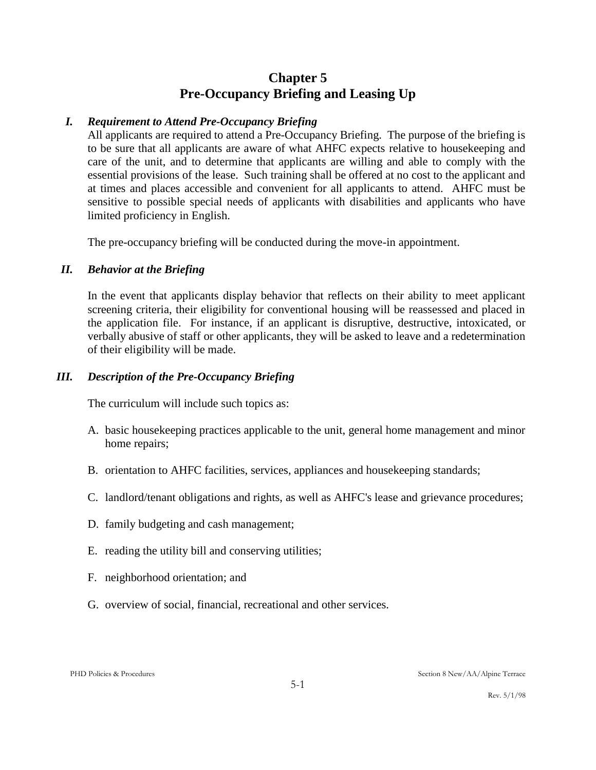# Chapter 5
# Pre-Occupancy Briefing and Leasing Up

### *I. Requirement to Attend Pre-Occupancy Briefing*

All applicants are required to attend a Pre-Occupancy Briefing. The purpose of the briefing is to be sure that all applicants are aware of what AHFC expects relative to housekeeping and care of the unit, and to determine that applicants are willing and able to comply with the essential provisions of the lease. Such training shall be offered at no cost to the applicant and at times and places accessible and convenient for all applicants to attend. AHFC must be sensitive to possible special needs of applicants with disabilities and applicants who have limited proficiency in English.

The pre-occupancy briefing will be conducted during the move-in appointment.

### *II. Behavior at the Briefing*

In the event that applicants display behavior that reflects on their ability to meet applicant screening criteria, their eligibility for conventional housing will be reassessed and placed in the application file. For instance, if an applicant is disruptive, destructive, intoxicated, or verbally abusive of staff or other applicants, they will be asked to leave and a redetermination of their eligibility will be made.

### *III. Description of the Pre-Occupancy Briefing*

The curriculum will include such topics as:

A. basic housekeeping practices applicable to the unit, general home management and minor home repairs;

B. orientation to AHFC facilities, services, appliances and housekeeping standards;

C. landlord/tenant obligations and rights, as well as AHFC's lease and grievance procedures;

D. family budgeting and cash management;

E. reading the utility bill and conserving utilities;

F. neighborhood orientation; and

G. overview of social, financial, recreational and other services.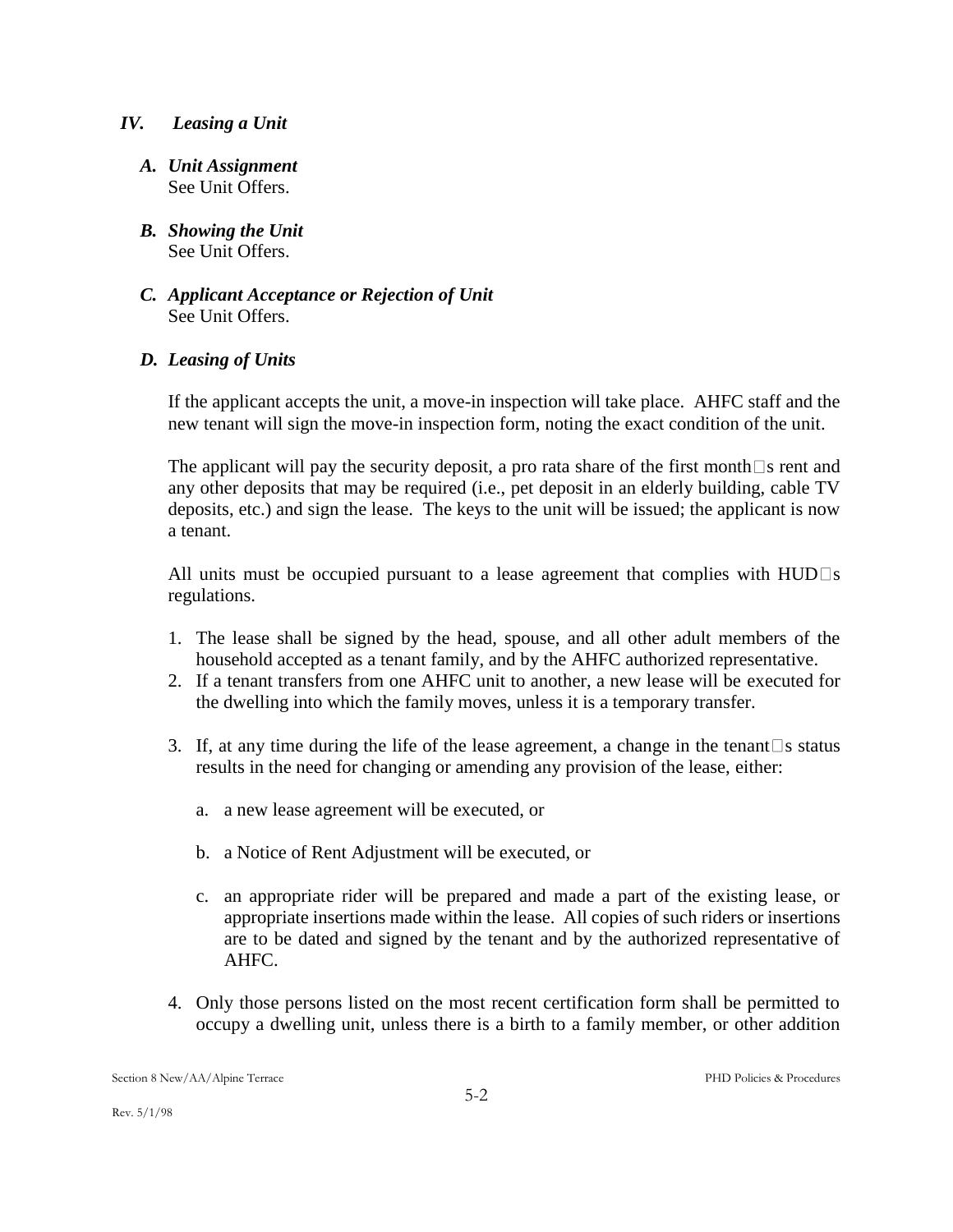## *IV. Leasing a Unit*

### *A. Unit Assignment*

See Unit Offers.

### *B. Showing the Unit*

See Unit Offers.

### *C. Applicant Acceptance or Rejection of Unit*

See Unit Offers.

### *D. Leasing of Units*

If the applicant accepts the unit, a move-in inspection will take place. AHFC staff and the new tenant will sign the move-in inspection form, noting the exact condition of the unit.

The applicant will pay the security deposit, a pro rata share of the first month's rent and any other deposits that may be required (i.e., pet deposit in an elderly building, cable TV deposits, etc.) and sign the lease. The keys to the unit will be issued; the applicant is now a tenant.

All units must be occupied pursuant to a lease agreement that complies with HUD's regulations.

1. The lease shall be signed by the head, spouse, and all other adult members of the household accepted as a tenant family, and by the AHFC authorized representative.
2. If a tenant transfers from one AHFC unit to another, a new lease will be executed for the dwelling into which the family moves, unless it is a temporary transfer.
3. If, at any time during the life of the lease agreement, a change in the tenant's status results in the need for changing or amending any provision of the lease, either:

   a. a new lease agreement will be executed, or

   b. a Notice of Rent Adjustment will be executed, or

   c. an appropriate rider will be prepared and made a part of the existing lease, or appropriate insertions made within the lease. All copies of such riders or insertions are to be dated and signed by the tenant and by the authorized representative of AHFC.

4. Only those persons listed on the most recent certification form shall be permitted to occupy a dwelling unit, unless there is a birth to a family member, or other addition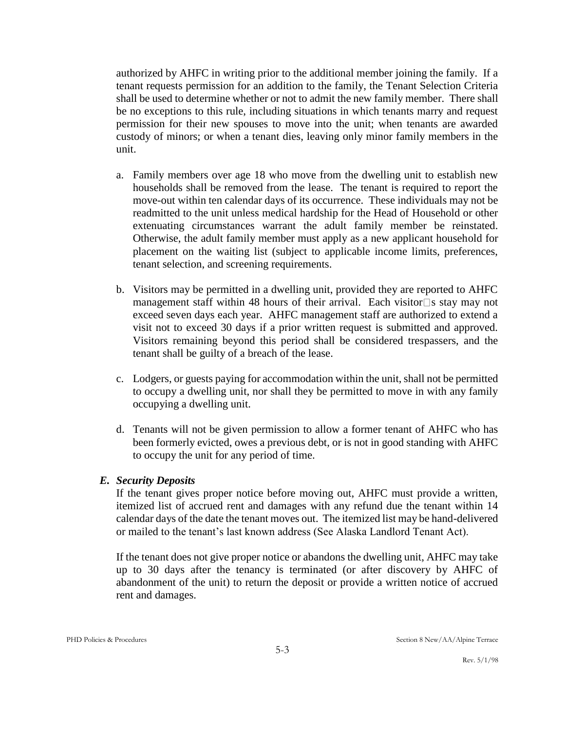authorized by AHFC in writing prior to the additional member joining the family. If a tenant requests permission for an addition to the family, the Tenant Selection Criteria shall be used to determine whether or not to admit the new family member. There shall be no exceptions to this rule, including situations in which tenants marry and request permission for their new spouses to move into the unit; when tenants are awarded custody of minors; or when a tenant dies, leaving only minor family members in the unit.

a. Family members over age 18 who move from the dwelling unit to establish new households shall be removed from the lease. The tenant is required to report the move-out within ten calendar days of its occurrence. These individuals may not be readmitted to the unit unless medical hardship for the Head of Household or other extenuating circumstances warrant the adult family member be reinstated. Otherwise, the adult family member must apply as a new applicant household for placement on the waiting list (subject to applicable income limits, preferences, tenant selection, and screening requirements.

b. Visitors may be permitted in a dwelling unit, provided they are reported to AHFC management staff within 48 hours of their arrival. Each visitor□s stay may not exceed seven days each year. AHFC management staff are authorized to extend a visit not to exceed 30 days if a prior written request is submitted and approved. Visitors remaining beyond this period shall be considered trespassers, and the tenant shall be guilty of a breach of the lease.

c. Lodgers, or guests paying for accommodation within the unit, shall not be permitted to occupy a dwelling unit, nor shall they be permitted to move in with any family occupying a dwelling unit.

d. Tenants will not be given permission to allow a former tenant of AHFC who has been formerly evicted, owes a previous debt, or is not in good standing with AHFC to occupy the unit for any period of time.

### *E. Security Deposits*

If the tenant gives proper notice before moving out, AHFC must provide a written, itemized list of accrued rent and damages with any refund due the tenant within 14 calendar days of the date the tenant moves out. The itemized list may be hand-delivered or mailed to the tenant's last known address (See Alaska Landlord Tenant Act).

If the tenant does not give proper notice or abandons the dwelling unit, AHFC may take up to 30 days after the tenancy is terminated (or after discovery by AHFC of abandonment of the unit) to return the deposit or provide a written notice of accrued rent and damages.